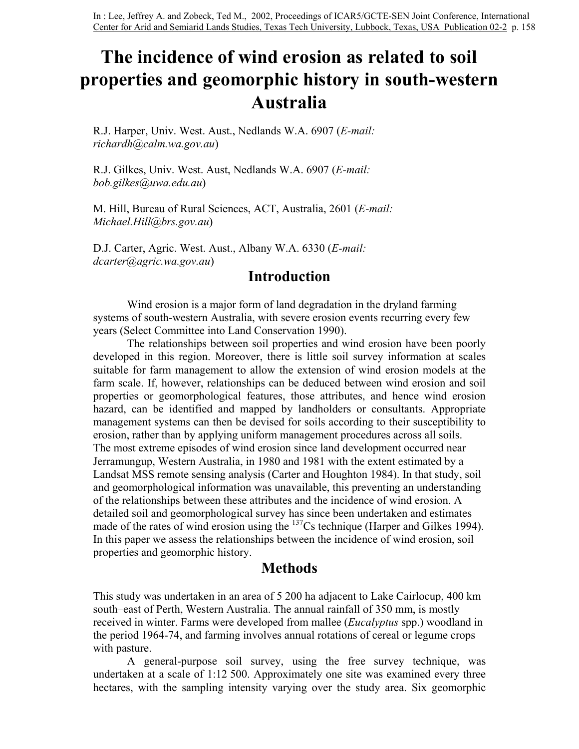In : Lee, Jeffrey A. and Zobeck, Ted M., 2002, Proceedings of ICAR5/GCTE-SEN Joint Conference, International Center for Arid and Semiarid Lands Studies, Texas Tech University, Lubbock, Texas, USA Publication 02-2 p. 158

# The incidence of wind erosion as related to soil properties and geomorphic history in south-western Australia

R.J. Harper, Univ. West. Aust., Nedlands W.A. 6907 (*E-mail: richardh@calm.wa.gov.au*)

R.J. Gilkes, Univ. West. Aust, Nedlands W.A. 6907 (*E-mail: bob.gilkes@uwa.edu.au*)

M. Hill, Bureau of Rural Sciences, ACT, Australia, 2601 (*E-mail: Michael.Hill@brs.gov.au*)

D.J. Carter, Agric. West. Aust., Albany W.A. 6330 (*E-mail: dcarter@agric.wa.gov.au*)

## Introduction

Wind erosion is a major form of land degradation in the dryland farming systems of south-western Australia, with severe erosion events recurring every few years (Select Committee into Land Conservation 1990).

The relationships between soil properties and wind erosion have been poorly developed in this region. Moreover, there is little soil survey information at scales suitable for farm management to allow the extension of wind erosion models at the farm scale. If, however, relationships can be deduced between wind erosion and soil properties or geomorphological features, those attributes, and hence wind erosion hazard, can be identified and mapped by landholders or consultants. Appropriate management systems can then be devised for soils according to their susceptibility to erosion, rather than by applying uniform management procedures across all soils. The most extreme episodes of wind erosion since land development occurred near Jerramungup, Western Australia, in 1980 and 1981 with the extent estimated by a Landsat MSS remote sensing analysis (Carter and Houghton 1984). In that study, soil and geomorphological information was unavailable, this preventing an understanding of the relationships between these attributes and the incidence of wind erosion. A detailed soil and geomorphological survey has since been undertaken and estimates made of the rates of wind erosion using the $^{137}Cs$ technique (Harper and Gilkes 1994). In this paper we assess the relationships between the incidence of wind erosion, soil properties and geomorphic history.

## Methods

This study was undertaken in an area of 5 200 ha adjacent to Lake Cairlocup, 400 km south–east of Perth, Western Australia. The annual rainfall of 350 mm, is mostly received in winter. Farms were developed from mallee (*Eucalyptus* spp.) woodland in the period 1964-74, and farming involves annual rotations of cereal or legume crops with pasture.

A general-purpose soil survey, using the free survey technique, was undertaken at a scale of 1:12 500. Approximately one site was examined every three hectares, with the sampling intensity varying over the study area. Six geomorphic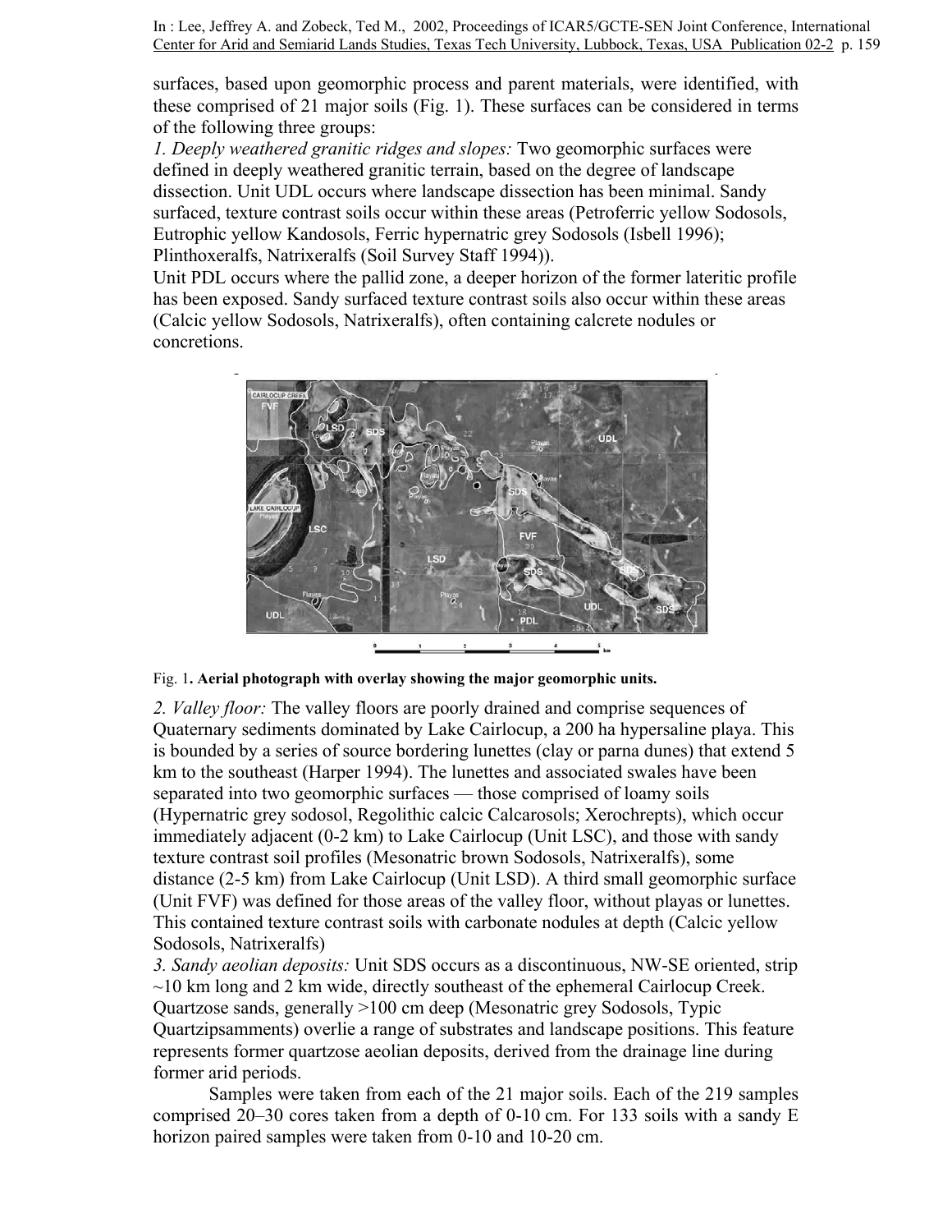surfaces, based upon geomorphic process and parent materials, were identified, with these comprised of 21 major soils (Fig. 1). These surfaces can be considered in terms of the following three groups:

*1. Deeply weathered granitic ridges and slopes:* Two geomorphic surfaces were defined in deeply weathered granitic terrain, based on the degree of landscape dissection. Unit UDL occurs where landscape dissection has been minimal. Sandy surfaced, texture contrast soils occur within these areas (Petroferric yellow Sodosols, Eutrophic yellow Kandosols, Ferric hypernatric grey Sodosols (Isbell 1996); Plinthoxeralfs, Natrixeralfs (Soil Survey Staff 1994)).

Unit PDL occurs where the pallid zone, a deeper horizon of the former lateritic profile has been exposed. Sandy surfaced texture contrast soils also occur within these areas (Calcic yellow Sodosols, Natrixeralfs), often containing calcrete nodules or concretions.

Fig. 1**. Aerial photograph with overlay showing the major geomorphic units.**

*2. Valley floor:* The valley floors are poorly drained and comprise sequences of Quaternary sediments dominated by Lake Cairlocup, a 200 ha hypersaline playa. This is bounded by a series of source bordering lunettes (clay or parna dunes) that extend 5 km to the southeast (Harper 1994). The lunettes and associated swales have been separated into two geomorphic surfaces — those comprised of loamy soils (Hypernatric grey sodosol, Regolithic calcic Calcarosols; Xerochrepts), which occur immediately adjacent (0-2 km) to Lake Cairlocup (Unit LSC), and those with sandy texture contrast soil profiles (Mesonatric brown Sodosols, Natrixeralfs), some distance (2-5 km) from Lake Cairlocup (Unit LSD). A third small geomorphic surface (Unit FVF) was defined for those areas of the valley floor, without playas or lunettes. This contained texture contrast soils with carbonate nodules at depth (Calcic yellow Sodosols, Natrixeralfs)

*3. Sandy aeolian deposits:* Unit SDS occurs as a discontinuous, NW-SE oriented, strip ~10 km long and 2 km wide, directly southeast of the ephemeral Cairlocup Creek. Quartzose sands, generally >100 cm deep (Mesonatric grey Sodosols, Typic Quartzipsamments) overlie a range of substrates and landscape positions. This feature represents former quartzose aeolian deposits, derived from the drainage line during former arid periods.

Samples were taken from each of the 21 major soils. Each of the 219 samples comprised 20–30 cores taken from a depth of 0-10 cm. For 133 soils with a sandy E horizon paired samples were taken from 0-10 and 10-20 cm.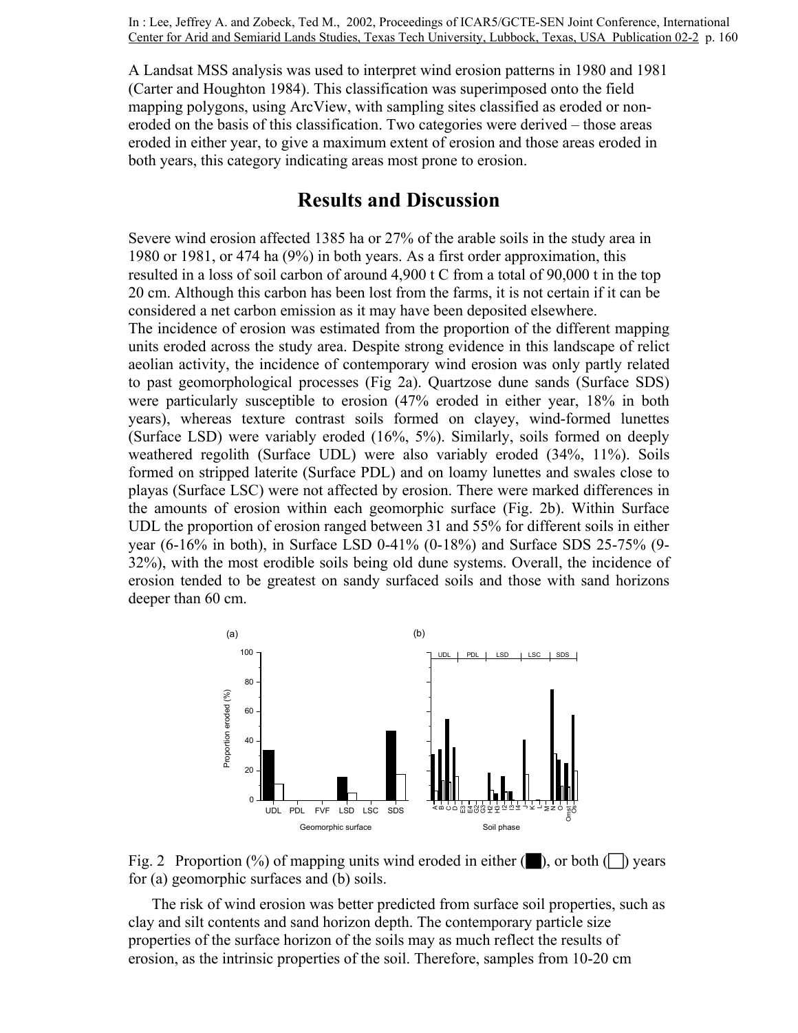A Landsat MSS analysis was used to interpret wind erosion patterns in 1980 and 1981 (Carter and Houghton 1984). This classification was superimposed onto the field mapping polygons, using ArcView, with sampling sites classified as eroded or non-eroded on the basis of this classification. Two categories were derived – those areas eroded in either year, to give a maximum extent of erosion and those areas eroded in both years, this category indicating areas most prone to erosion.

## Results and Discussion

Severe wind erosion affected 1385 ha or 27% of the arable soils in the study area in 1980 or 1981, or 474 ha (9%) in both years. As a first order approximation, this resulted in a loss of soil carbon of around 4,900 t C from a total of 90,000 t in the top 20 cm. Although this carbon has been lost from the farms, it is not certain if it can be considered a net carbon emission as it may have been deposited elsewhere.

The incidence of erosion was estimated from the proportion of the different mapping units eroded across the study area. Despite strong evidence in this landscape of relict aeolian activity, the incidence of contemporary wind erosion was only partly related to past geomorphological processes (Fig 2a). Quartzose dune sands (Surface SDS) were particularly susceptible to erosion (47% eroded in either year, 18% in both years), whereas texture contrast soils formed on clayey, wind-formed lunettes (Surface LSD) were variably eroded (16%, 5%). Similarly, soils formed on deeply weathered regolith (Surface UDL) were also variably eroded (34%, 11%). Soils formed on stripped laterite (Surface PDL) and on loamy lunettes and swales close to playas (Surface LSC) were not affected by erosion. There were marked differences in the amounts of erosion within each geomorphic surface (Fig. 2b). Within Surface UDL the proportion of erosion ranged between 31 and 55% for different soils in either year (6-16% in both), in Surface LSD 0-41% (0-18%) and Surface SDS 25-75% (9-32%), with the most erodible soils being old dune systems. Overall, the incidence of erosion tended to be greatest on sandy surfaced soils and those with sand horizons deeper than 60 cm.

Fig. 2 Proportion (%) of mapping units wind eroded in either (■), or both (□) years for (a) geomorphic surfaces and (b) soils.

The risk of wind erosion was better predicted from surface soil properties, such as clay and silt contents and sand horizon depth. The contemporary particle size properties of the surface horizon of the soils may as much reflect the results of erosion, as the intrinsic properties of the soil. Therefore, samples from 10-20 cm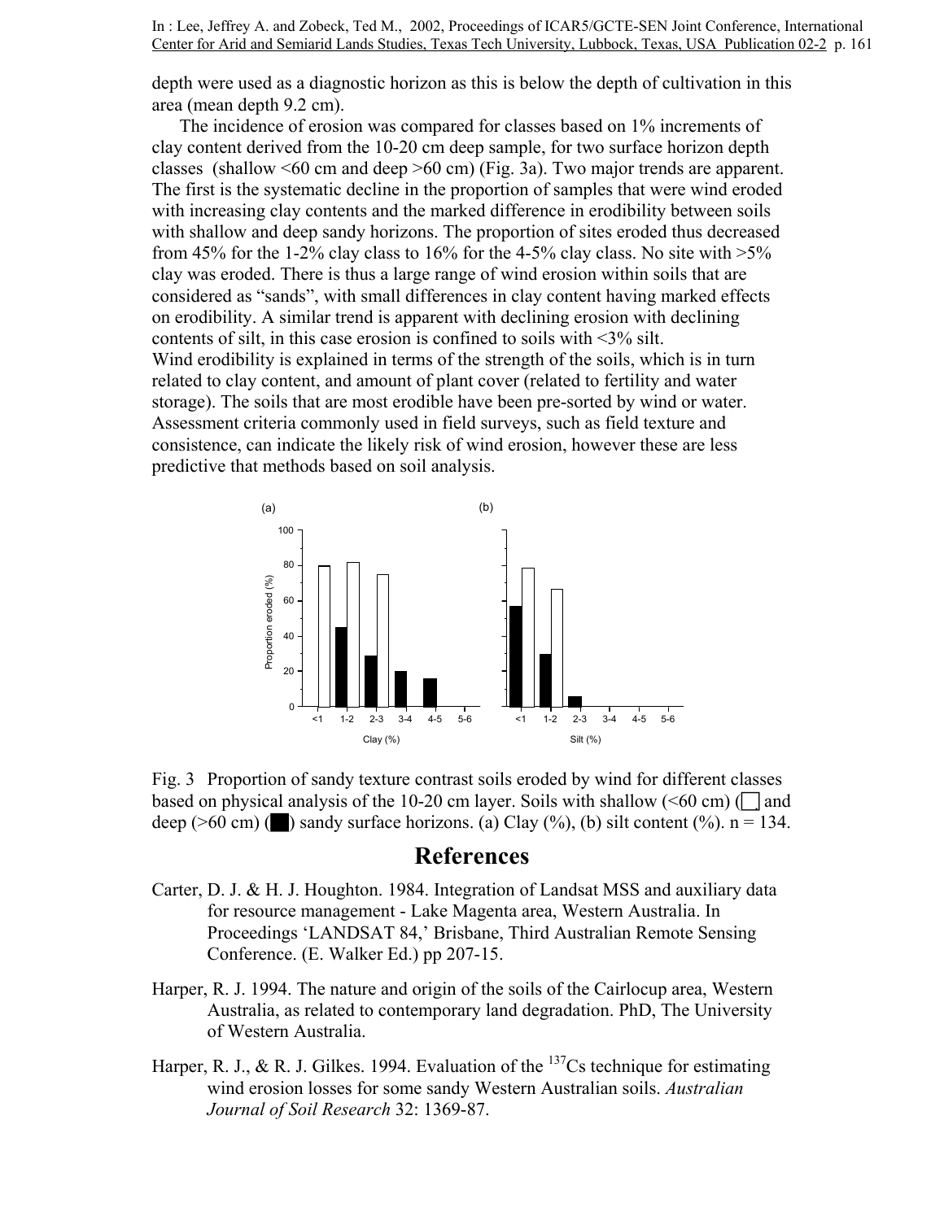depth were used as a diagnostic horizon as this is below the depth of cultivation in this area (mean depth 9.2 cm).

The incidence of erosion was compared for classes based on 1% increments of clay content derived from the 10-20 cm deep sample, for two surface horizon depth classes (shallow <60 cm and deep >60 cm) (Fig. 3a). Two major trends are apparent. The first is the systematic decline in the proportion of samples that were wind eroded with increasing clay contents and the marked difference in erodibility between soils with shallow and deep sandy horizons. The proportion of sites eroded thus decreased from 45% for the 1-2% clay class to 16% for the 4-5% clay class. No site with >5% clay was eroded. There is thus a large range of wind erosion within soils that are considered as "sands", with small differences in clay content having marked effects on erodibility. A similar trend is apparent with declining erosion with declining contents of silt, in this case erosion is confined to soils with <3% silt.
Wind erodibility is explained in terms of the strength of the soils, which is in turn related to clay content, and amount of plant cover (related to fertility and water storage). The soils that are most erodible have been pre-sorted by wind or water. Assessment criteria commonly used in field surveys, such as field texture and consistence, can indicate the likely risk of wind erosion, however these are less predictive that methods based on soil analysis.

Fig. 3 Proportion of sandy texture contrast soils eroded by wind for different classes based on physical analysis of the 10-20 cm layer. Soils with shallow (<60 cm) (□) and deep (>60 cm) (■) sandy surface horizons. (a) Clay (%), (b) silt content (%). n = 134.

# References

Carter, D. J. & H. J. Houghton. 1984. Integration of Landsat MSS and auxiliary data for resource management - Lake Magenta area, Western Australia. In Proceedings 'LANDSAT 84,' Brisbane, Third Australian Remote Sensing Conference. (E. Walker Ed.) pp 207-15.

Harper, R. J. 1994. The nature and origin of the soils of the Cairlocup area, Western Australia, as related to contemporary land degradation. PhD, The University of Western Australia.

Harper, R. J., & R. J. Gilkes. 1994. Evaluation of the $^{137}$Cs technique for estimating wind erosion losses for some sandy Western Australian soils. *Australian Journal of Soil Research* 32: 1369-87.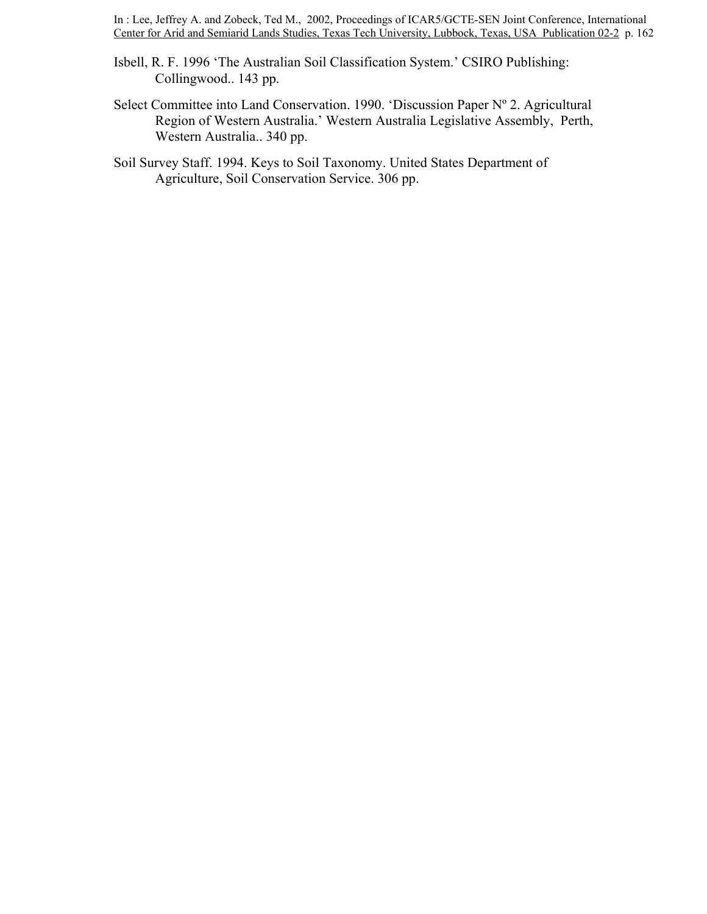Isbell, R. F. 1996 'The Australian Soil Classification System.' CSIRO Publishing: Collingwood.. 143 pp.

Select Committee into Land Conservation. 1990. 'Discussion Paper Nº 2. Agricultural Region of Western Australia.' Western Australia Legislative Assembly, Perth, Western Australia.. 340 pp.

Soil Survey Staff. 1994. Keys to Soil Taxonomy. United States Department of Agriculture, Soil Conservation Service. 306 pp.